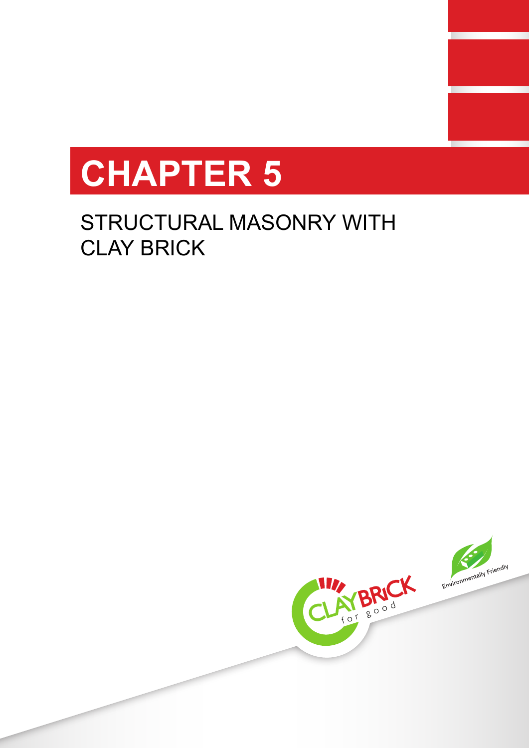# CHAPTER 5

## STRUCTURAL MASONRY WITH CLAY BRICK

CLAY BRICK for good

Environmentally Friendly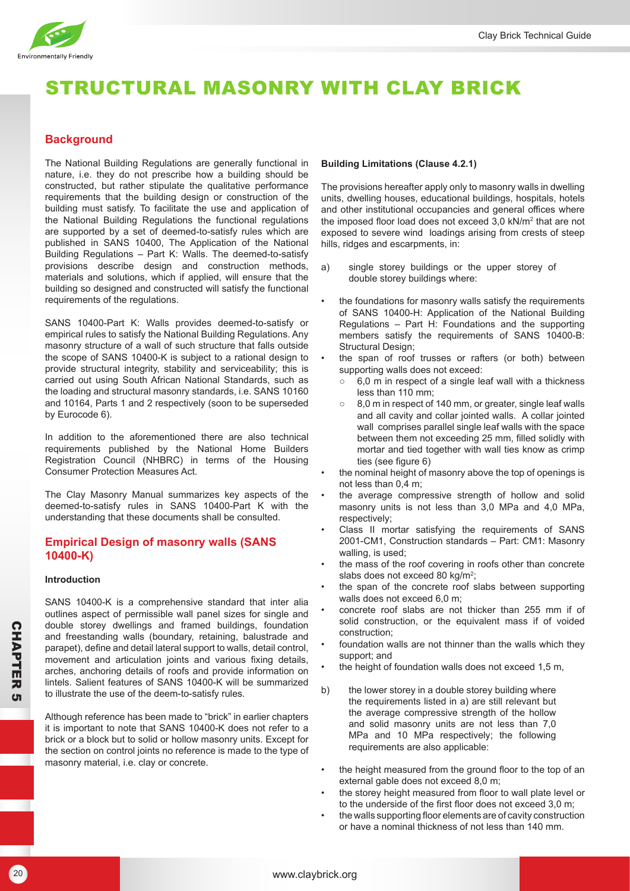# STRUCTURAL MASONRY WITH CLAY BRICK

## Background

The National Building Regulations are generally functional in nature, i.e. they do not prescribe how a building should be constructed, but rather stipulate the qualitative performance requirements that the building design or construction of the building must satisfy. To facilitate the use and application of the National Building Regulations the functional regulations are supported by a set of deemed-to-satisfy rules which are published in SANS 10400, The Application of the National Building Regulations – Part K: Walls. The deemed-to-satisfy provisions describe design and construction methods, materials and solutions, which if applied, will ensure that the building so designed and constructed will satisfy the functional requirements of the regulations.

SANS 10400-Part K: Walls provides deemed-to-satisfy or empirical rules to satisfy the National Building Regulations. Any masonry structure of a wall of such structure that falls outside the scope of SANS 10400-K is subject to a rational design to provide structural integrity, stability and serviceability; this is carried out using South African National Standards, such as the loading and structural masonry standards, i.e. SANS 10160 and 10164, Parts 1 and 2 respectively (soon to be superseded by Eurocode 6).

In addition to the aforementioned there are also technical requirements published by the National Home Builders Registration Council (NHBRC) in terms of the Housing Consumer Protection Measures Act.

The Clay Masonry Manual summarizes key aspects of the deemed-to-satisfy rules in SANS 10400-Part K with the understanding that these documents shall be consulted.

## Empirical Design of masonry walls (SANS 10400-K)

### Introduction

SANS 10400-K is a comprehensive standard that inter alia outlines aspect of permissible wall panel sizes for single and double storey dwellings and framed buildings, foundation and freestanding walls (boundary, retaining, balustrade and parapet), define and detail lateral support to walls, detail control, movement and articulation joints and various fixing details, arches, anchoring details of roofs and provide information on lintels. Salient features of SANS 10400-K will be summarized to illustrate the use of the deem-to-satisfy rules.

Although reference has been made to "brick" in earlier chapters it is important to note that SANS 10400-K does not refer to a brick or a block but to solid or hollow masonry units. Except for the section on control joints no reference is made to the type of masonry material, i.e. clay or concrete.

### Building Limitations (Clause 4.2.1)

The provisions hereafter apply only to masonry walls in dwelling units, dwelling houses, educational buildings, hospitals, hotels and other institutional occupancies and general offices where the imposed floor load does not exceed 3,0 kN/m$^2$ that are not exposed to severe wind loadings arising from crests of steep hills, ridges and escarpments, in:

a) single storey buildings or the upper storey of double storey buildings where:

- the foundations for masonry walls satisfy the requirements of SANS 10400-H: Application of the National Building Regulations – Part H: Foundations and the supporting members satisfy the requirements of SANS 10400-B: Structural Design;
- the span of roof trusses or rafters (or both) between supporting walls does not exceed:
  - 6,0 m in respect of a single leaf wall with a thickness less than 110 mm;
  - 8,0 m in respect of 140 mm, or greater, single leaf walls and all cavity and collar jointed walls. A collar jointed wall comprises parallel single leaf walls with the space between them not exceeding 25 mm, filled solidly with mortar and tied together with wall ties know as crimp ties (see figure 6)
- the nominal height of masonry above the top of openings is not less than 0,4 m;
- the average compressive strength of hollow and solid masonry units is not less than 3,0 MPa and 4,0 MPa, respectively;
- Class II mortar satisfying the requirements of SANS 2001-CM1, Construction standards – Part: CM1: Masonry walling, is used;
- the mass of the roof covering in roofs other than concrete slabs does not exceed 80 kg/m$^2$;
- the span of the concrete roof slabs between supporting walls does not exceed 6,0 m;
- concrete roof slabs are not thicker than 255 mm if of solid construction, or the equivalent mass if of voided construction;
- foundation walls are not thinner than the walls which they support; and
- the height of foundation walls does not exceed 1,5 m,

b) the lower storey in a double storey building where the requirements listed in a) are still relevant but the average compressive strength of the hollow and solid masonry units are not less than 7,0 MPa and 10 MPa respectively; the following requirements are also applicable:

- the height measured from the ground floor to the top of an external gable does not exceed 8,0 m;
- the storey height measured from floor to wall plate level or to the underside of the first floor does not exceed 3,0 m;
- the walls supporting floor elements are of cavity construction or have a nominal thickness of not less than 140 mm.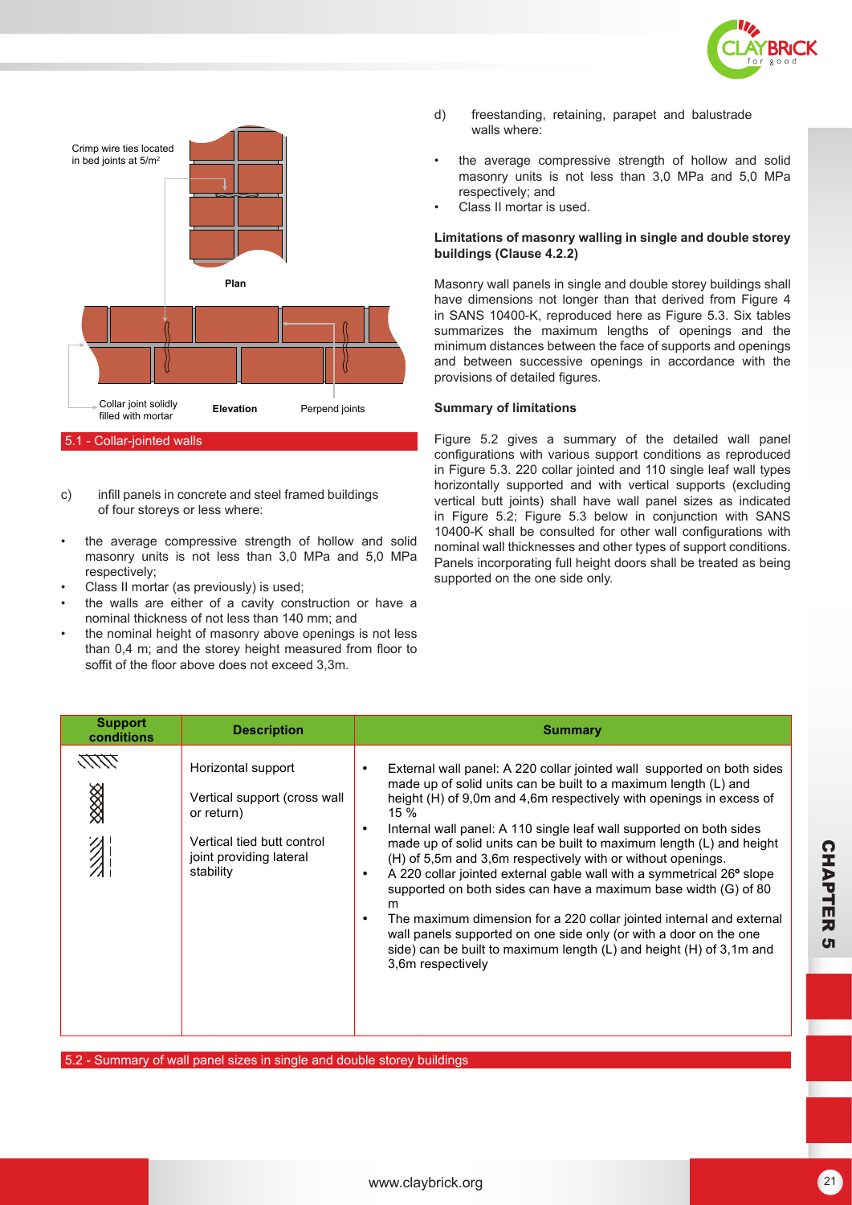Crimp wire ties located in bed joints at 5/m²

Plan

Collar joint solidly filled with mortar

Elevation

Perpend joints

5.1 - Collar-jointed walls

c) infill panels in concrete and steel framed buildings of four storeys or less where:

- the average compressive strength of hollow and solid masonry units is not less than 3,0 MPa and 5,0 MPa respectively;
- Class II mortar (as previously) is used;
- the walls are either of a cavity construction or have a nominal thickness of not less than 140 mm; and
- the nominal height of masonry above openings is not less than 0,4 m; and the storey height measured from floor to soffit of the floor above does not exceed 3,3m.

d) freestanding, retaining, parapet and balustrade walls where:

- the average compressive strength of hollow and solid masonry units is not less than 3,0 MPa and 5,0 MPa respectively; and
- Class II mortar is used.

**Limitations of masonry walling in single and double storey buildings (Clause 4.2.2)**

Masonry wall panels in single and double storey buildings shall have dimensions not longer than that derived from Figure 4 in SANS 10400-K, reproduced here as Figure 5.3. Six tables summarizes the maximum lengths of openings and the minimum distances between the face of supports and openings and between successive openings in accordance with the provisions of detailed figures.

**Summary of limitations**

Figure 5.2 gives a summary of the detailed wall panel configurations with various support conditions as reproduced in Figure 5.3. 220 collar jointed and 110 single leaf wall types horizontally supported and with vertical supports (excluding vertical butt joints) shall have wall panel sizes as indicated in Figure 5.2; Figure 5.3 below in conjunction with SANS 10400-K shall be consulted for other wall configurations with nominal wall thicknesses and other types of support conditions. Panels incorporating full height doors shall be treated as being supported on the one side only.

| Support conditions | Description | Summary |
| --- | --- | --- |
| | Horizontal support<br><br>Vertical support (cross wall or return)<br><br>Vertical tied butt control joint providing lateral stability | • External wall panel: A 220 collar jointed wall supported on both sides made up of solid units can be built to a maximum length (L) and height (H) of 9,0m and 4,6m respectively with openings in excess of 15 %<br>• Internal wall panel: A 110 single leaf wall supported on both sides made up of solid units can be built to maximum length (L) and height (H) of 5,5m and 3,6m respectively with or without openings.<br>• A 220 collar jointed external gable wall with a symmetrical 26° slope supported on both sides can have a maximum base width (G) of 80 m<br>• The maximum dimension for a 220 collar jointed internal and external wall panels supported on one side only (or with a door on the one side) can be built to maximum length (L) and height (H) of 3,1m and 3,6m respectively |

5.2 - Summary of wall panel sizes in single and double storey buildings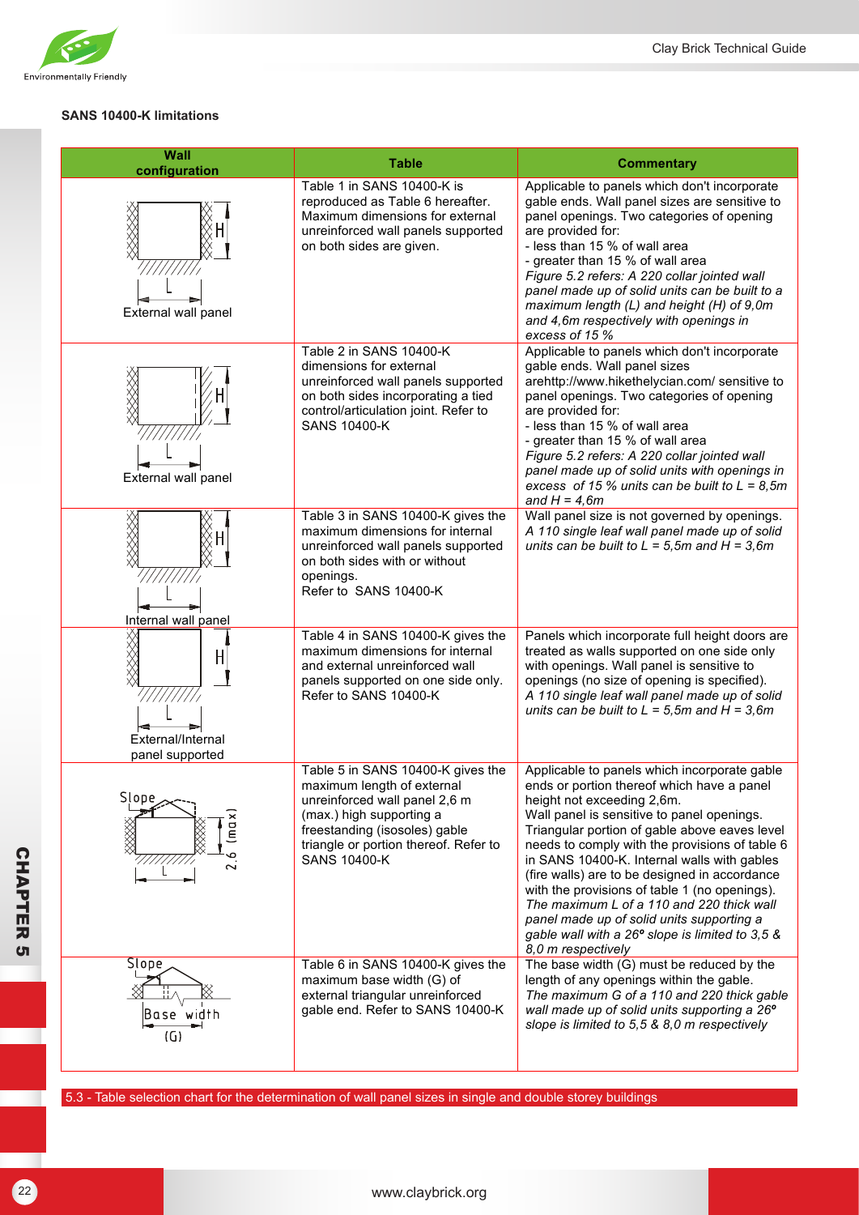### SANS 10400-K limitations

| Wall configuration | Table | Commentary |
|---|---|---|
| External wall panel | Table 1 in SANS 10400-K is reproduced as Table 6 hereafter. Maximum dimensions for external unreinforced wall panels supported on both sides are given. | Applicable to panels which don't incorporate gable ends. Wall panel sizes are sensitive to panel openings. Two categories of opening are provided for: - less than 15 % of wall area - greater than 15 % of wall area *Figure 5.2 refers: A 220 collar jointed wall panel made up of solid units can be built to a maximum length (L) and height (H) of 9,0m and 4,6m respectively with openings in excess of 15 %* |
| External wall panel | Table 2 in SANS 10400-K dimensions for external unreinforced wall panels supported on both sides incorporating a tied control/articulation joint. Refer to SANS 10400-K | Applicable to panels which don't incorporate gable ends. Wall panel sizes arehttp://www.hikethelycian.com/ sensitive to panel openings. Two categories of opening are provided for: - less than 15 % of wall area - greater than 15 % of wall area *Figure 5.2 refers: A 220 collar jointed wall panel made up of solid units with openings in excess of 15 % units can be built to L = 8,5m and H = 4,6m* |
| Internal wall panel | Table 3 in SANS 10400-K gives the maximum dimensions for internal unreinforced wall panels supported on both sides with or without openings. Refer to SANS 10400-K | Wall panel size is not governed by openings. *A 110 single leaf wall panel made up of solid units can be built to L = 5,5m and H = 3,6m* |
| External/Internal panel supported | Table 4 in SANS 10400-K gives the maximum dimensions for internal and external unreinforced wall panels supported on one side only. Refer to SANS 10400-K | Panels which incorporate full height doors are treated as walls supported on one side only with openings. Wall panel is sensitive to openings (no size of opening is specified). *A 110 single leaf wall panel made up of solid units can be built to L = 5,5m and H = 3,6m* |
| Slope, 2,6 (max) | Table 5 in SANS 10400-K gives the maximum length of external unreinforced wall panel 2,6 m (max.) high supporting a freestanding (isosoles) gable triangle or portion thereof. Refer to SANS 10400-K | Applicable to panels which incorporate gable ends or portion thereof which have a panel height not exceeding 2,6m. Wall panel is sensitive to panel openings. Triangular portion of gable above eaves level needs to comply with the provisions of table 6 in SANS 10400-K. Internal walls with gables (fire walls) are to be designed in accordance with the provisions of table 1 (no openings). *The maximum L of a 110 and 220 thick wall panel made up of solid units supporting a gable wall with a 26º slope is limited to 3,5 & 8,0 m respectively* |
| Slope, Base width (G) | Table 6 in SANS 10400-K gives the maximum base width (G) of external triangular unreinforced gable end. Refer to SANS 10400-K | The base width (G) must be reduced by the length of any openings within the gable. *The maximum G of a 110 and 220 thick gable wall made up of solid units supporting a 26º slope is limited to 5,5 & 8,0 m respectively* |

5.3 - Table selection chart for the determination of wall panel sizes in single and double storey buildings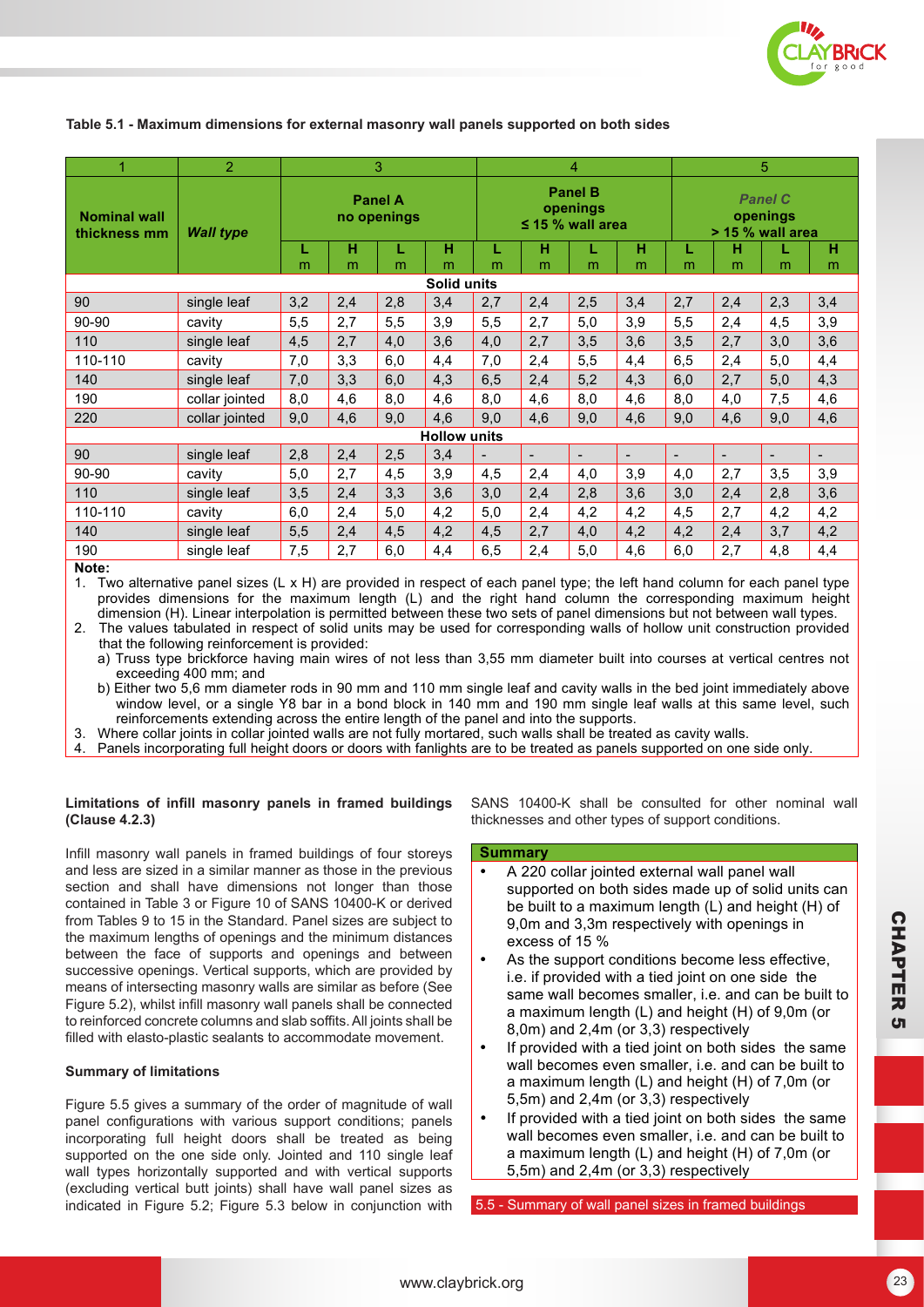**Table 5.1 - Maximum dimensions for external masonry wall panels supported on both sides**

| 1 | 2 | 3 | | | | 4 | | | | 5 | | | |
|---|---|---|---|---|---|---|---|---|---|---|---|---|---|
| **Nominal wall thickness mm** | ***Wall type*** | **Panel A no openings** | | | | **Panel B openings ≤ 15 % wall area** | | | | ***Panel C* openings > 15 % wall area** | | | |
| | | **L** m | **H** m | **L** m | **H** m | **L** m | **H** m | **L** m | **H** m | **L** m | **H** m | **L** m | **H** m |
| **Solid units** | | | | | | | | | | | | | |
| 90 | single leaf | 3,2 | 2,4 | 2,8 | 3,4 | 2,7 | 2,4 | 2,5 | 3,4 | 2,7 | 2,4 | 2,3 | 3,4 |
| 90-90 | cavity | 5,5 | 2,7 | 5,5 | 3,9 | 5,5 | 2,7 | 5,0 | 3,9 | 5,5 | 2,4 | 4,5 | 3,9 |
| 110 | single leaf | 4,5 | 2,7 | 4,0 | 3,6 | 4,0 | 2,7 | 3,5 | 3,6 | 3,5 | 2,7 | 3,0 | 3,6 |
| 110-110 | cavity | 7,0 | 3,3 | 6,0 | 4,4 | 7,0 | 2,4 | 5,5 | 4,4 | 6,5 | 2,4 | 5,0 | 4,4 |
| 140 | single leaf | 7,0 | 3,3 | 6,0 | 4,3 | 6,5 | 2,4 | 5,2 | 4,3 | 6,0 | 2,7 | 5,0 | 4,3 |
| 190 | collar jointed | 8,0 | 4,6 | 8,0 | 4,6 | 8,0 | 4,6 | 8,0 | 4,6 | 8,0 | 4,0 | 7,5 | 4,6 |
| 220 | collar jointed | 9,0 | 4,6 | 9,0 | 4,6 | 9,0 | 4,6 | 9,0 | 4,6 | 9,0 | 4,6 | 9,0 | 4,6 |
| **Hollow units** | | | | | | | | | | | | | |
| 90 | single leaf | 2,8 | 2,4 | 2,5 | 3,4 | - | - | - | - | - | - | - | - |
| 90-90 | cavity | 5,0 | 2,7 | 4,5 | 3,9 | 4,5 | 2,4 | 4,0 | 3,9 | 4,0 | 2,7 | 3,5 | 3,9 |
| 110 | single leaf | 3,5 | 2,4 | 3,3 | 3,6 | 3,0 | 2,4 | 2,8 | 3,6 | 3,0 | 2,4 | 2,8 | 3,6 |
| 110-110 | cavity | 6,0 | 2,4 | 5,0 | 4,2 | 5,0 | 2,4 | 4,2 | 4,2 | 4,5 | 2,7 | 4,2 | 4,2 |
| 140 | single leaf | 5,5 | 2,4 | 4,5 | 4,2 | 4,5 | 2,7 | 4,0 | 4,2 | 4,2 | 2,4 | 3,7 | 4,2 |
| 190 | single leaf | 7,5 | 2,7 | 6,0 | 4,4 | 6,5 | 2,4 | 5,0 | 4,6 | 6,0 | 2,7 | 4,8 | 4,4 |

**Note:**

1. Two alternative panel sizes (L x H) are provided in respect of each panel type; the left hand column for each panel type provides dimensions for the maximum length (L) and the right hand column the corresponding maximum height dimension (H). Linear interpolation is permitted between these two sets of panel dimensions but not between wall types.
2. The values tabulated in respect of solid units may be used for corresponding walls of hollow unit construction provided that the following reinforcement is provided:
   a) Truss type brickforce having main wires of not less than 3,55 mm diameter built into courses at vertical centres not exceeding 400 mm; and
   b) Either two 5,6 mm diameter rods in 90 mm and 110 mm single leaf and cavity walls in the bed joint immediately above window level, or a single Y8 bar in a bond block in 140 mm and 190 mm single leaf walls at this same level, such reinforcements extending across the entire length of the panel and into the supports.
3. Where collar joints in collar jointed walls are not fully mortared, such walls shall be treated as cavity walls.
4. Panels incorporating full height doors or doors with fanlights are to be treated as panels supported on one side only.

**Limitations of infill masonry panels in framed buildings (Clause 4.2.3)**

Infill masonry wall panels in framed buildings of four storeys and less are sized in a similar manner as those in the previous section and shall have dimensions not longer than those contained in Table 3 or Figure 10 of SANS 10400-K or derived from Tables 9 to 15 in the Standard. Panel sizes are subject to the maximum lengths of openings and the minimum distances between the face of supports and openings and between successive openings. Vertical supports, which are provided by means of intersecting masonry walls are similar as before (See Figure 5.2), whilst infill masonry wall panels shall be connected to reinforced concrete columns and slab soffits. All joints shall be filled with elasto-plastic sealants to accommodate movement.

**Summary of limitations**

Figure 5.5 gives a summary of the order of magnitude of wall panel configurations with various support conditions; panels incorporating full height doors shall be treated as being supported on the one side only. Jointed and 110 single leaf wall types horizontally supported and with vertical supports (excluding vertical butt joints) shall have wall panel sizes as indicated in Figure 5.2; Figure 5.3 below in conjunction with SANS 10400-K shall be consulted for other nominal wall thicknesses and other types of support conditions.

**Summary**

- A 220 collar jointed external wall panel wall supported on both sides made up of solid units can be built to a maximum length (L) and height (H) of 9,0m and 3,3m respectively with openings in excess of 15 %
- As the support conditions become less effective, i.e. if provided with a tied joint on one side the same wall becomes smaller, i.e. and can be built to a maximum length (L) and height (H) of 9,0m (or 8,0m) and 2,4m (or 3,3) respectively
- If provided with a tied joint on both sides the same wall becomes even smaller, i.e. and can be built to a maximum length (L) and height (H) of 7,0m (or 5,5m) and 2,4m (or 3,3) respectively
- If provided with a tied joint on both sides the same wall becomes even smaller, i.e. and can be built to a maximum length (L) and height (H) of 7,0m (or 5,5m) and 2,4m (or 3,3) respectively

5.5 - Summary of wall panel sizes in framed buildings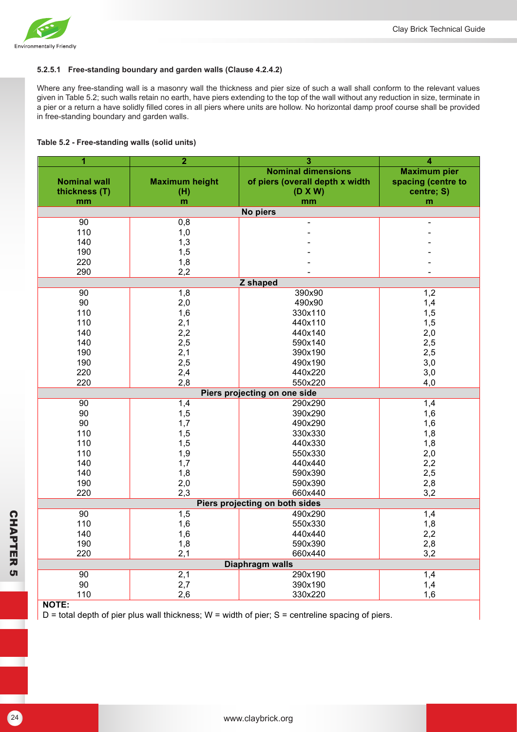#### 5.2.5.1 Free-standing boundary and garden walls (Clause 4.2.4.2)

Where any free-standing wall is a masonry wall the thickness and pier size of such a wall shall conform to the relevant values given in Table 5.2; such walls retain no earth, have piers extending to the top of the wall without any reduction in size, terminate in a pier or a return a have solidly filled cores in all piers where units are hollow. No horizontal damp proof course shall be provided in free-standing boundary and garden walls.

**Table 5.2 - Free-standing walls (solid units)**

| 1 | 2 | 3 | 4 |
|---|---|---|---|
| **Nominal wall thickness (T) mm** | **Maximum height (H) m** | **Nominal dimensions of piers (overall depth x width (D X W) mm** | **Maximum pier spacing (centre to centre; S) m** |
| **No piers** | | | |
| 90 | 0,8 | - | - |
| 110 | 1,0 | - | - |
| 140 | 1,3 | - | - |
| 190 | 1,5 | - | - |
| 220 | 1,8 | - | - |
| 290 | 2,2 | - | - |
| **Z shaped** | | | |
| 90 | 1,8 | 390x90 | 1,2 |
| 90 | 2,0 | 490x90 | 1,4 |
| 110 | 1,6 | 330x110 | 1,5 |
| 110 | 2,1 | 440x110 | 1,5 |
| 140 | 2,2 | 440x140 | 2,0 |
| 140 | 2,5 | 590x140 | 2,5 |
| 190 | 2,1 | 390x190 | 2,5 |
| 190 | 2,5 | 490x190 | 3,0 |
| 220 | 2,4 | 440x220 | 3,0 |
| 220 | 2,8 | 550x220 | 4,0 |
| **Piers projecting on one side** | | | |
| 90 | 1,4 | 290x290 | 1,4 |
| 90 | 1,5 | 390x290 | 1,6 |
| 90 | 1,7 | 490x290 | 1,6 |
| 110 | 1,5 | 330x330 | 1,8 |
| 110 | 1,5 | 440x330 | 1,8 |
| 110 | 1,9 | 550x330 | 2,0 |
| 140 | 1,7 | 440x440 | 2,2 |
| 140 | 1,8 | 590x390 | 2,5 |
| 190 | 2,0 | 590x390 | 2,8 |
| 220 | 2,3 | 660x440 | 3,2 |
| **Piers projecting on both sides** | | | |
| 90 | 1,5 | 490x290 | 1,4 |
| 110 | 1,6 | 550x330 | 1,8 |
| 140 | 1,6 | 440x440 | 2,2 |
| 190 | 1,8 | 590x390 | 2,8 |
| 220 | 2,1 | 660x440 | 3,2 |
| **Diaphragm walls** | | | |
| 90 | 2,1 | 290x190 | 1,4 |
| 90 | 2,7 | 390x190 | 1,4 |
| 110 | 2,6 | 330x220 | 1,6 |

**NOTE:**
D = total depth of pier plus wall thickness; W = width of pier; S = centreline spacing of piers.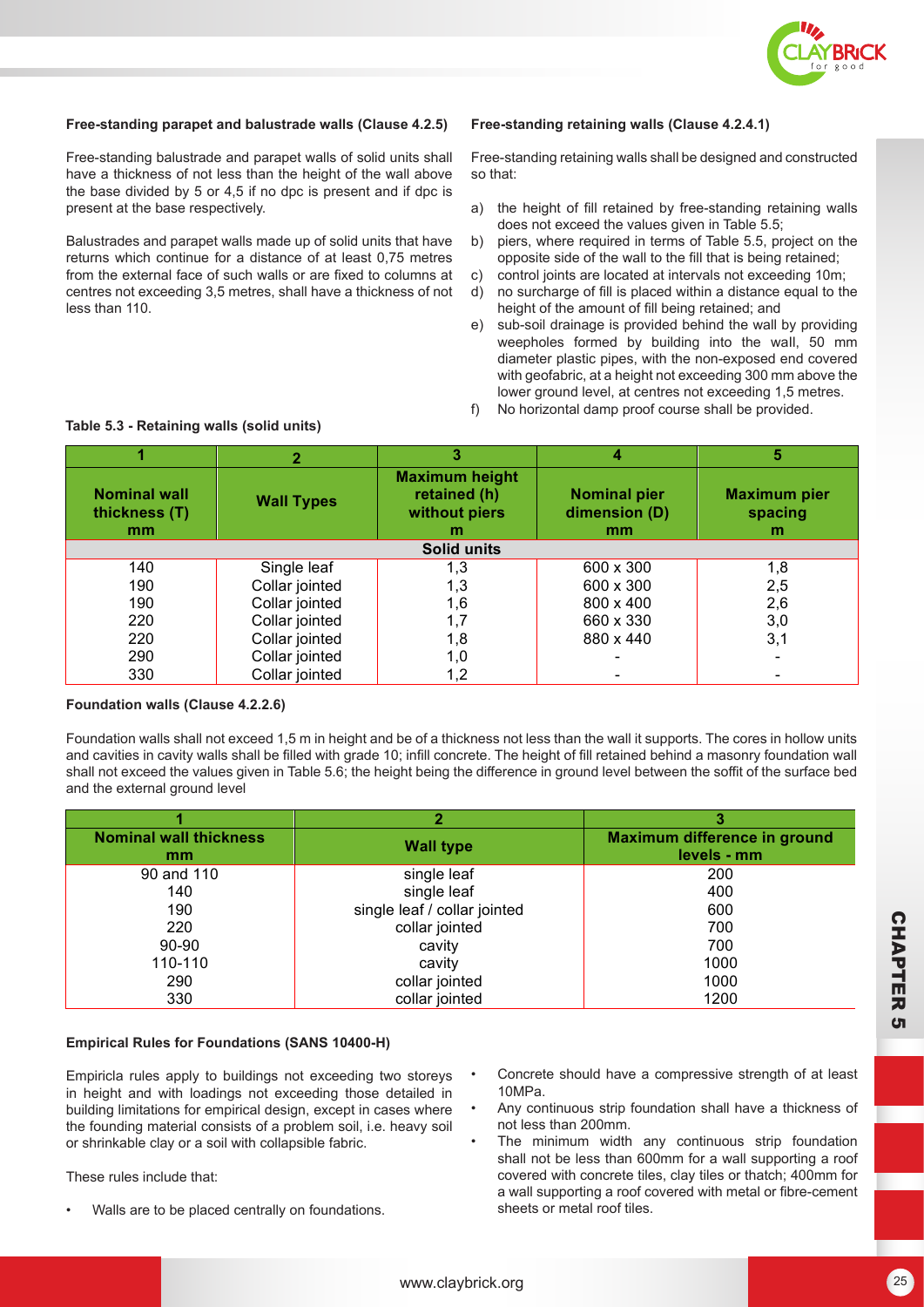### Free-standing parapet and balustrade walls (Clause 4.2.5)

Free-standing balustrade and parapet walls of solid units shall have a thickness of not less than the height of the wall above the base divided by 5 or 4,5 if no dpc is present and if dpc is present at the base respectively.

Balustrades and parapet walls made up of solid units that have returns which continue for a distance of at least 0,75 metres from the external face of such walls or are fixed to columns at centres not exceeding 3,5 metres, shall have a thickness of not less than 110.

### Free-standing retaining walls (Clause 4.2.4.1)

Free-standing retaining walls shall be designed and constructed so that:

a) the height of fill retained by free-standing retaining walls does not exceed the values given in Table 5.5;
b) piers, where required in terms of Table 5.5, project on the opposite side of the wall to the fill that is being retained;
c) control joints are located at intervals not exceeding 10m;
d) no surcharge of fill is placed within a distance equal to the height of the amount of fill being retained; and
e) sub-soil drainage is provided behind the wall by providing weepholes formed by building into the wall, 50 mm diameter plastic pipes, with the non-exposed end covered with geofabric, at a height not exceeding 300 mm above the lower ground level, at centres not exceeding 1,5 metres.
f) No horizontal damp proof course shall be provided.

**Table 5.3 - Retaining walls (solid units)**

| 1 | 2 | 3 | 4 | 5 |
|---|---|---|---|---|
| **Nominal wall thickness (T) mm** | **Wall Types** | **Maximum height retained (h) without piers m** | **Nominal pier dimension (D) mm** | **Maximum pier spacing m** |
| **Solid units** | | | | |
| 140 | Single leaf | 1,3 | 600 x 300 | 1,8 |
| 190 | Collar jointed | 1,3 | 600 x 300 | 2,5 |
| 190 | Collar jointed | 1,6 | 800 x 400 | 2,6 |
| 220 | Collar jointed | 1,7 | 660 x 330 | 3,0 |
| 220 | Collar jointed | 1,8 | 880 x 440 | 3,1 |
| 290 | Collar jointed | 1,0 | - | - |
| 330 | Collar jointed | 1,2 | - | - |

### Foundation walls (Clause 4.2.2.6)

Foundation walls shall not exceed 1,5 m in height and be of a thickness not less than the wall it supports. The cores in hollow units and cavities in cavity walls shall be filled with grade 10; infill concrete. The height of fill retained behind a masonry foundation wall shall not exceed the values given in Table 5.6; the height being the difference in ground level between the soffit of the surface bed and the external ground level

| 1 | 2 | 3 |
|---|---|---|
| **Nominal wall thickness mm** | **Wall type** | **Maximum difference in ground levels - mm** |
| 90 and 110 | single leaf | 200 |
| 140 | single leaf | 400 |
| 190 | single leaf / collar jointed | 600 |
| 220 | collar jointed | 700 |
| 90-90 | cavity | 700 |
| 110-110 | cavity | 1000 |
| 290 | collar jointed | 1000 |
| 330 | collar jointed | 1200 |

### Empirical Rules for Foundations (SANS 10400-H)

Empiricla rules apply to buildings not exceeding two storeys in height and with loadings not exceeding those detailed in building limitations for empirical design, except in cases where the founding material consists of a problem soil, i.e. heavy soil or shrinkable clay or a soil with collapsible fabric.

These rules include that:

- Walls are to be placed centrally on foundations.
- Concrete should have a compressive strength of at least 10MPa.
- Any continuous strip foundation shall have a thickness of not less than 200mm.
- The minimum width any continuous strip foundation shall not be less than 600mm for a wall supporting a roof covered with concrete tiles, clay tiles or thatch; 400mm for a wall supporting a roof covered with metal or fibre-cement sheets or metal roof tiles.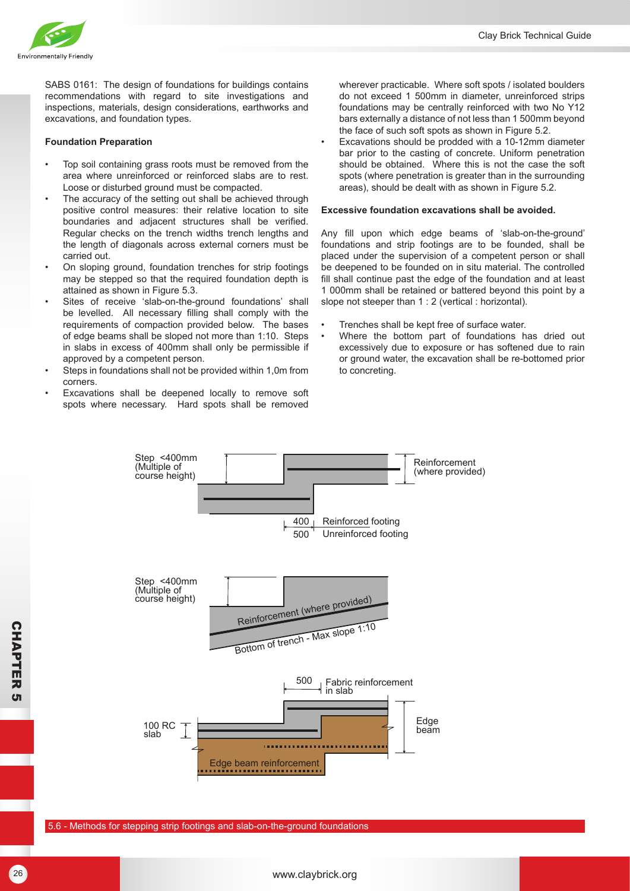SABS 0161: The design of foundations for buildings contains recommendations with regard to site investigations and inspections, materials, design considerations, earthworks and excavations, and foundation types.

**Foundation Preparation**

- Top soil containing grass roots must be removed from the area where unreinforced or reinforced slabs are to rest. Loose or disturbed ground must be compacted.
- The accuracy of the setting out shall be achieved through positive control measures: their relative location to site boundaries and adjacent structures shall be verified. Regular checks on the trench widths trench lengths and the length of diagonals across external corners must be carried out.
- On sloping ground, foundation trenches for strip footings may be stepped so that the required foundation depth is attained as shown in Figure 5.3.
- Sites of receive 'slab-on-the-ground foundations' shall be levelled. All necessary filling shall comply with the requirements of compaction provided below. The bases of edge beams shall be sloped not more than 1:10. Steps in slabs in excess of 400mm shall only be permissible if approved by a competent person.
- Steps in foundations shall not be provided within 1,0m from corners.
- Excavations shall be deepened locally to remove soft spots where necessary. Hard spots shall be removed wherever practicable. Where soft spots / isolated boulders do not exceed 1 500mm in diameter, unreinforced strips foundations may be centrally reinforced with two No Y12 bars externally a distance of not less than 1 500mm beyond the face of such soft spots as shown in Figure 5.2.
- Excavations should be prodded with a 10-12mm diameter bar prior to the casting of concrete. Uniform penetration should be obtained. Where this is not the case the soft spots (where penetration is greater than in the surrounding areas), should be dealt with as shown in Figure 5.2.

**Excessive foundation excavations shall be avoided.**

Any fill upon which edge beams of 'slab-on-the-ground' foundations and strip footings are to be founded, shall be placed under the supervision of a competent person or shall be deepened to be founded on in situ material. The controlled fill shall continue past the edge of the foundation and at least 1 000mm shall be retained or battered beyond this point by a slope not steeper than 1 : 2 (vertical : horizontal).

- Trenches shall be kept free of surface water.
- Where the bottom part of foundations has dried out excessively due to exposure or has softened due to rain or ground water, the excavation shall be re-bottomed prior to concreting.

Step <400mm (Multiple of course height) | Reinforcement (where provided) | 400 Reinforced footing | 500 Unreinforced footing

Step <400mm (Multiple of course height) | Reinforcement (where provided) | Bottom of trench - Max slope 1:10

500 Fabric reinforcement in slab | 100 RC slab | Edge beam | Edge beam reinforcement

5.6 - Methods for stepping strip footings and slab-on-the-ground foundations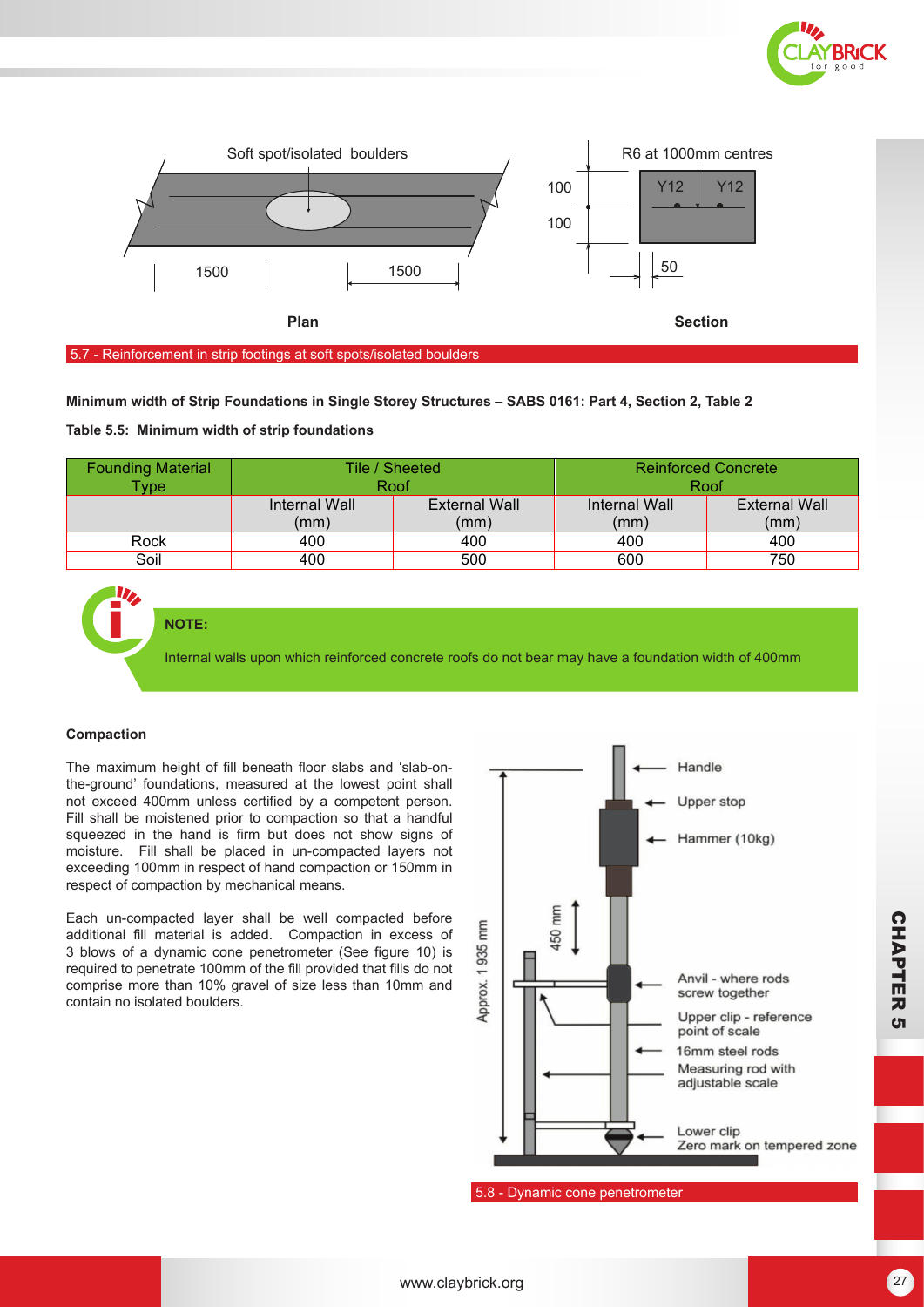5.7 - Reinforcement in strip footings at soft spots/isolated boulders

**Minimum width of Strip Foundations in Single Storey Structures – SABS 0161: Part 4, Section 2, Table 2**

**Table 5.5: Minimum width of strip foundations**

| Founding Material Type | Tile / Sheeted Roof | | Reinforced Concrete Roof | |
|---|---|---|---|---|
| | Internal Wall (mm) | External Wall (mm) | Internal Wall (mm) | External Wall (mm) |
| Rock | 400 | 400 | 400 | 400 |
| Soil | 400 | 500 | 600 | 750 |

**NOTE:**

Internal walls upon which reinforced concrete roofs do not bear may have a foundation width of 400mm

**Compaction**

The maximum height of fill beneath floor slabs and 'slab-on-the-ground' foundations, measured at the lowest point shall not exceed 400mm unless certified by a competent person. Fill shall be moistened prior to compaction so that a handful squeezed in the hand is firm but does not show signs of moisture. Fill shall be placed in un-compacted layers not exceeding 100mm in respect of hand compaction or 150mm in respect of compaction by mechanical means.

Each un-compacted layer shall be well compacted before additional fill material is added. Compaction in excess of 3 blows of a dynamic cone penetrometer (See figure 10) is required to penetrate 100mm of the fill provided that fills do not comprise more than 10% gravel of size less than 10mm and contain no isolated boulders.

5.8 - Dynamic cone penetrometer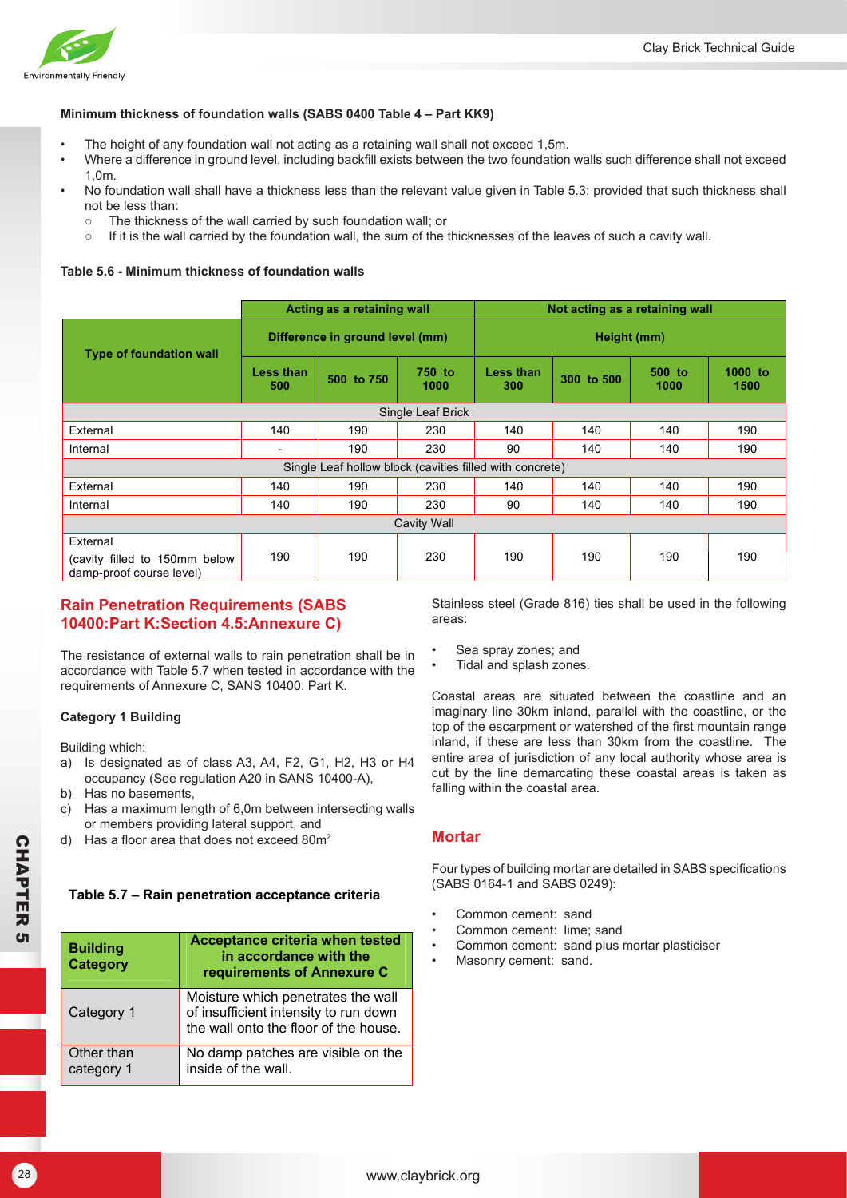#### Minimum thickness of foundation walls (SABS 0400 Table 4 – Part KK9)

- The height of any foundation wall not acting as a retaining wall shall not exceed 1,5m.
- Where a difference in ground level, including backfill exists between the two foundation walls such difference shall not exceed 1,0m.
- No foundation wall shall have a thickness less than the relevant value given in Table 5.3; provided that such thickness shall not be less than:
  - The thickness of the wall carried by such foundation wall; or
  - If it is the wall carried by the foundation wall, the sum of the thicknesses of the leaves of such a cavity wall.

**Table 5.6 - Minimum thickness of foundation walls**

| Type of foundation wall | Acting as a retaining wall | | | Not acting as a retaining wall | | | |
|---|---|---|---|---|---|---|---|
| | Difference in ground level (mm) | | | Height (mm) | | | |
| | Less than 500 | 500 to 750 | 750 to 1000 | Less than 300 | 300 to 500 | 500 to 1000 | 1000 to 1500 |
| Single Leaf Brick | | | | | | | |
| External | 140 | 190 | 230 | 140 | 140 | 140 | 190 |
| Internal | - | 190 | 230 | 90 | 140 | 140 | 190 |
| Single Leaf hollow block (cavities filled with concrete) | | | | | | | |
| External | 140 | 190 | 230 | 140 | 140 | 140 | 190 |
| Internal | 140 | 190 | 230 | 90 | 140 | 140 | 190 |
| Cavity Wall | | | | | | | |
| External (cavity filled to 150mm below damp-proof course level) | 190 | 190 | 230 | 190 | 190 | 190 | 190 |

## Rain Penetration Requirements (SABS 10400:Part K:Section 4.5:Annexure C)

The resistance of external walls to rain penetration shall be in accordance with Table 5.7 when tested in accordance with the requirements of Annexure C, SANS 10400: Part K.

#### Category 1 Building

Building which:

a) Is designated as of class A3, A4, F2, G1, H2, H3 or H4 occupancy (See regulation A20 in SANS 10400-A),
b) Has no basements,
c) Has a maximum length of 6,0m between intersecting walls or members providing lateral support, and
d) Has a floor area that does not exceed 80m$^2$

**Table 5.7 – Rain penetration acceptance criteria**

| Building Category | Acceptance criteria when tested in accordance with the requirements of Annexure C |
|---|---|
| Category 1 | Moisture which penetrates the wall of insufficient intensity to run down the wall onto the floor of the house. |
| Other than category 1 | No damp patches are visible on the inside of the wall. |

Stainless steel (Grade 816) ties shall be used in the following areas:

- Sea spray zones; and
- Tidal and splash zones.

Coastal areas are situated between the coastline and an imaginary line 30km inland, parallel with the coastline, or the top of the escarpment or watershed of the first mountain range inland, if these are less than 30km from the coastline. The entire area of jurisdiction of any local authority whose area is cut by the line demarcating these coastal areas is taken as falling within the coastal area.

## Mortar

Four types of building mortar are detailed in SABS specifications (SABS 0164-1 and SABS 0249):

- Common cement: sand
- Common cement: lime; sand
- Common cement: sand plus mortar plasticiser
- Masonry cement: sand.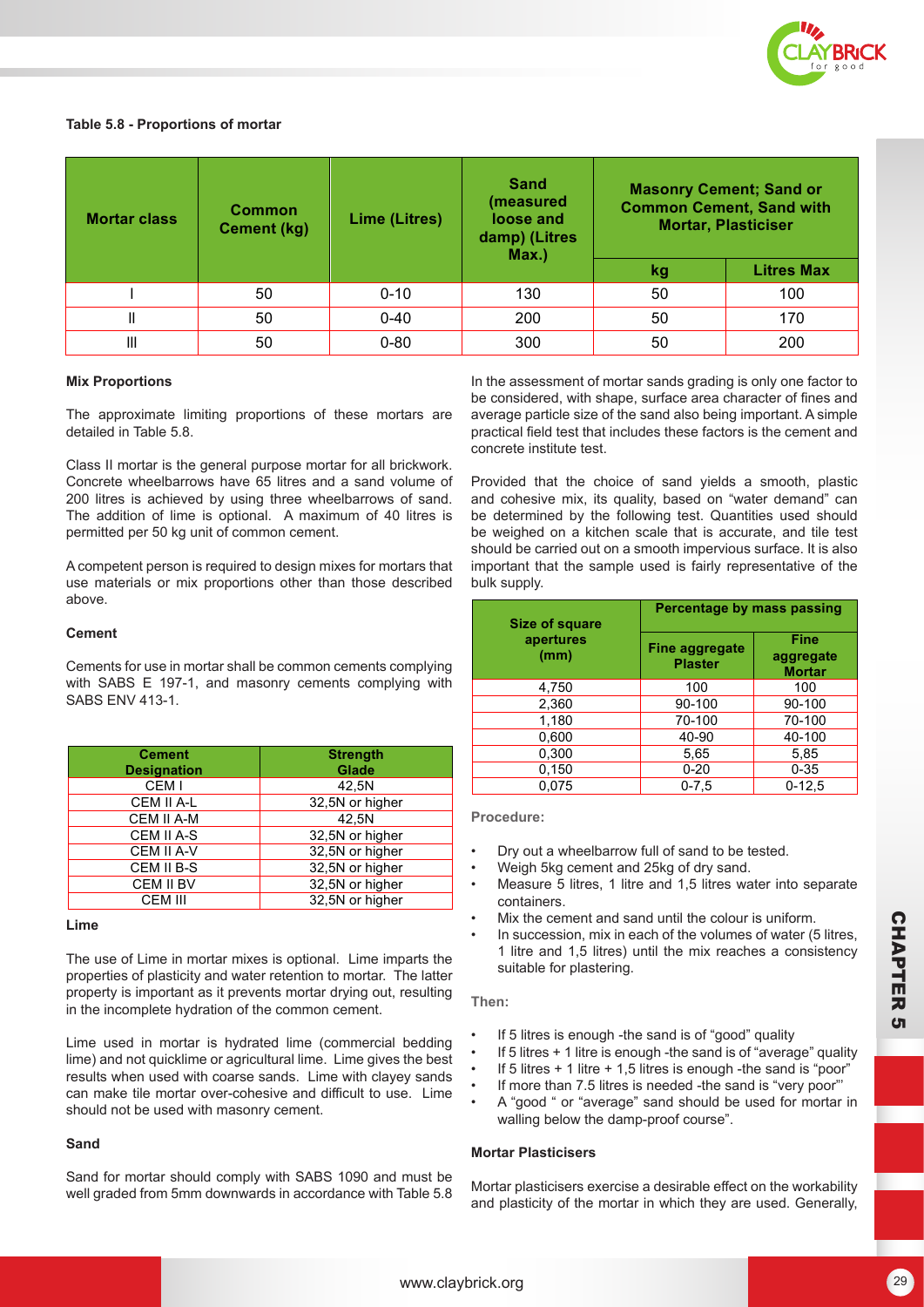**Table 5.8 - Proportions of mortar**

| Mortar class | Common Cement (kg) | Lime (Litres) | Sand (measured loose and damp) (Litres Max.) | Masonry Cement; Sand or Common Cement, Sand with Mortar, Plasticiser | |
|---|---|---|---|---|---|
| | | | | kg | Litres Max |
| I | 50 | 0-10 | 130 | 50 | 100 |
| II | 50 | 0-40 | 200 | 50 | 170 |
| III | 50 | 0-80 | 300 | 50 | 200 |

**Mix Proportions**

The approximate limiting proportions of these mortars are detailed in Table 5.8.

Class II mortar is the general purpose mortar for all brickwork. Concrete wheelbarrows have 65 litres and a sand volume of 200 litres is achieved by using three wheelbarrows of sand. The addition of lime is optional. A maximum of 40 litres is permitted per 50 kg unit of common cement.

A competent person is required to design mixes for mortars that use materials or mix proportions other than those described above.

**Cement**

Cements for use in mortar shall be common cements complying with SABS E 197-1, and masonry cements complying with SABS ENV 413-1.

| Cement Designation | Strength Glade |
|---|---|
| CEM I | 42,5N |
| CEM II A-L | 32,5N or higher |
| CEM II A-M | 42,5N |
| CEM II A-S | 32,5N or higher |
| CEM II A-V | 32,5N or higher |
| CEM II B-S | 32,5N or higher |
| CEM II BV | 32,5N or higher |
| CEM III | 32,5N or higher |

**Lime**

The use of Lime in mortar mixes is optional. Lime imparts the properties of plasticity and water retention to mortar. The latter property is important as it prevents mortar drying out, resulting in the incomplete hydration of the common cement.

Lime used in mortar is hydrated lime (commercial bedding lime) and not quicklime or agricultural lime. Lime gives the best results when used with coarse sands. Lime with clayey sands can make tile mortar over-cohesive and difficult to use. Lime should not be used with masonry cement.

**Sand**

Sand for mortar should comply with SABS 1090 and must be well graded from 5mm downwards in accordance with Table 5.8

In the assessment of mortar sands grading is only one factor to be considered, with shape, surface area character of fines and average particle size of the sand also being important. A simple practical field test that includes these factors is the cement and concrete institute test.

Provided that the choice of sand yields a smooth, plastic and cohesive mix, its quality, based on "water demand" can be determined by the following test. Quantities used should be weighed on a kitchen scale that is accurate, and tile test should be carried out on a smooth impervious surface. It is also important that the sample used is fairly representative of the bulk supply.

| Size of square apertures (mm) | Percentage by mass passing | |
|---|---|---|
| | Fine aggregate Plaster | Fine aggregate Mortar |
| 4,750 | 100 | 100 |
| 2,360 | 90-100 | 90-100 |
| 1,180 | 70-100 | 70-100 |
| 0,600 | 40-90 | 40-100 |
| 0,300 | 5,65 | 5,85 |
| 0,150 | 0-20 | 0-35 |
| 0,075 | 0-7,5 | 0-12,5 |

**Procedure:**

- Dry out a wheelbarrow full of sand to be tested.
- Weigh 5kg cement and 25kg of dry sand.
- Measure 5 litres, 1 litre and 1,5 litres water into separate containers.
- Mix the cement and sand until the colour is uniform.
- In succession, mix in each of the volumes of water (5 litres, 1 litre and 1,5 litres) until the mix reaches a consistency suitable for plastering.

**Then:**

- If 5 litres is enough -the sand is of "good" quality
- If 5 litres + 1 litre is enough -the sand is of "average" quality
- If 5 litres + 1 litre + 1,5 litres is enough -the sand is "poor"
- If more than 7.5 litres is needed -the sand is "very poor"'
- A "good " or "average" sand should be used for mortar in walling below the damp-proof course".

**Mortar Plasticisers**

Mortar plasticisers exercise a desirable effect on the workability and plasticity of the mortar in which they are used. Generally,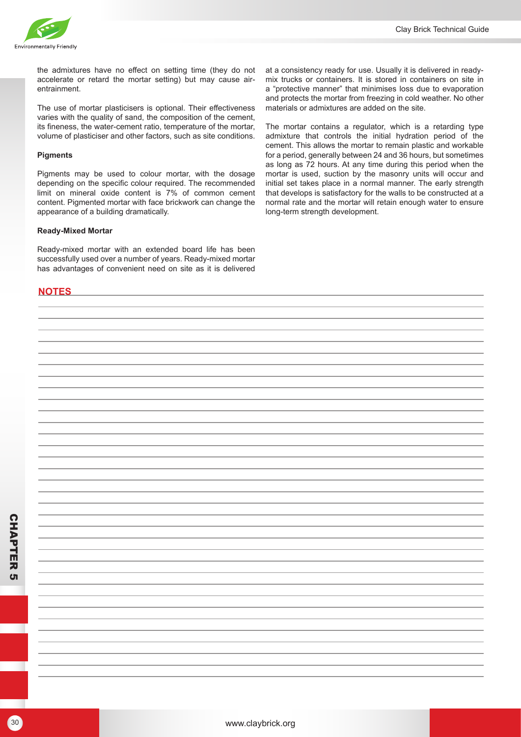the admixtures have no effect on setting time (they do not accelerate or retard the mortar setting) but may cause air-entrainment.

The use of mortar plasticisers is optional. Their effectiveness varies with the quality of sand, the composition of the cement, its fineness, the water-cement ratio, temperature of the mortar, volume of plasticiser and other factors, such as site conditions.

**Pigments**

Pigments may be used to colour mortar, with the dosage depending on the specific colour required. The recommended limit on mineral oxide content is 7% of common cement content. Pigmented mortar with face brickwork can change the appearance of a building dramatically.

**Ready-Mixed Mortar**

Ready-mixed mortar with an extended board life has been successfully used over a number of years. Ready-mixed mortar has advantages of convenient need on site as it is delivered at a consistency ready for use. Usually it is delivered in ready-mix trucks or containers. It is stored in containers on site in a "protective manner" that minimises loss due to evaporation and protects the mortar from freezing in cold weather. No other materials or admixtures are added on the site.

The mortar contains a regulator, which is a retarding type admixture that controls the initial hydration period of the cement. This allows the mortar to remain plastic and workable for a period, generally between 24 and 36 hours, but sometimes as long as 72 hours. At any time during this period when the mortar is used, suction by the masonry units will occur and initial set takes place in a normal manner. The early strength that develops is satisfactory for the walls to be constructed at a normal rate and the mortar will retain enough water to ensure long-term strength development.

**NOTES**